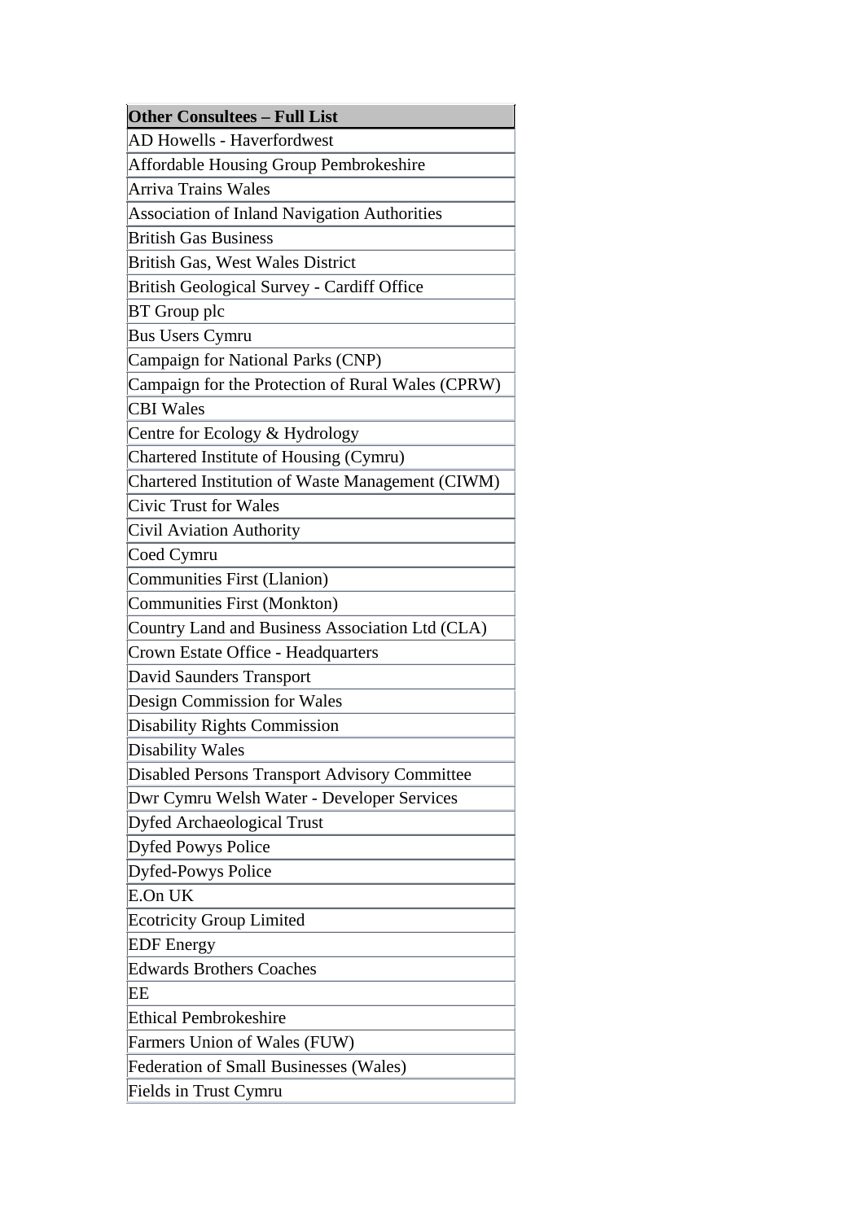| Other Consultees – Full List |
| --- |
| AD Howells - Haverfordwest |
| Affordable Housing Group Pembrokeshire |
| Arriva Trains Wales |
| Association of Inland Navigation Authorities |
| British Gas Business |
| British Gas, West Wales District |
| British Geological Survey - Cardiff Office |
| BT Group plc |
| Bus Users Cymru |
| Campaign for National Parks (CNP) |
| Campaign for the Protection of Rural Wales (CPRW) |
| CBI Wales |
| Centre for Ecology & Hydrology |
| Chartered Institute of Housing (Cymru) |
| Chartered Institution of Waste Management (CIWM) |
| Civic Trust for Wales |
| Civil Aviation Authority |
| Coed Cymru |
| Communities First (Llanion) |
| Communities First (Monkton) |
| Country Land and Business Association Ltd (CLA) |
| Crown Estate Office - Headquarters |
| David Saunders Transport |
| Design Commission for Wales |
| Disability Rights Commission |
| Disability Wales |
| Disabled Persons Transport Advisory Committee |
| Dwr Cymru Welsh Water - Developer Services |
| Dyfed Archaeological Trust |
| Dyfed Powys Police |
| Dyfed-Powys Police |
| E.On UK |
| Ecotricity Group Limited |
| EDF Energy |
| Edwards Brothers Coaches |
| EE |
| Ethical Pembrokeshire |
| Farmers Union of Wales (FUW) |
| Federation of Small Businesses (Wales) |
| Fields in Trust Cymru |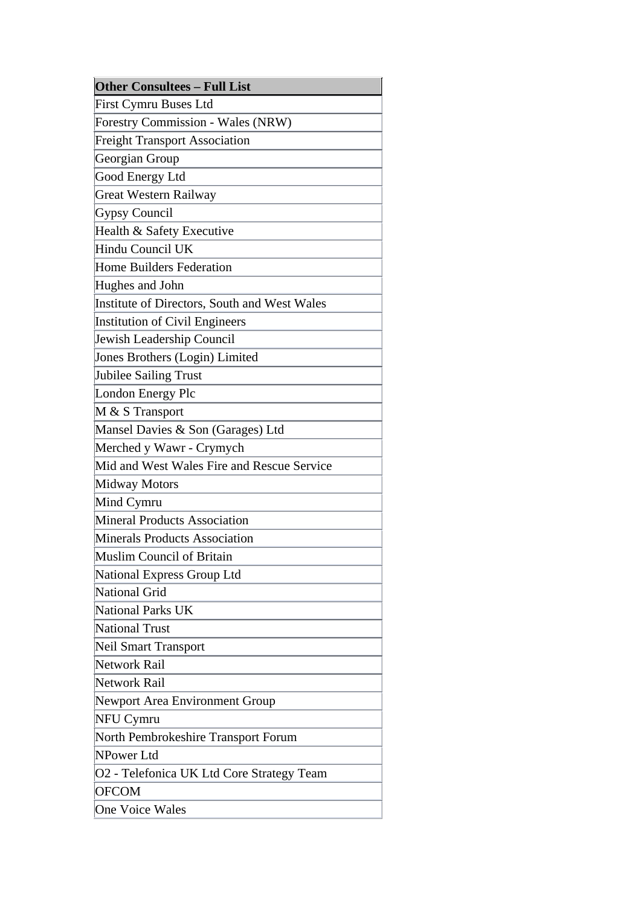| **Other Consultees – Full List** |
| --- |
| First Cymru Buses Ltd |
| Forestry Commission - Wales (NRW) |
| Freight Transport Association |
| Georgian Group |
| Good Energy Ltd |
| Great Western Railway |
| Gypsy Council |
| Health & Safety Executive |
| Hindu Council UK |
| Home Builders Federation |
| Hughes and John |
| Institute of Directors, South and West Wales |
| Institution of Civil Engineers |
| Jewish Leadership Council |
| Jones Brothers (Login) Limited |
| Jubilee Sailing Trust |
| London Energy Plc |
| M & S Transport |
| Mansel Davies & Son (Garages) Ltd |
| Merched y Wawr - Crymych |
| Mid and West Wales Fire and Rescue Service |
| Midway Motors |
| Mind Cymru |
| Mineral Products Association |
| Minerals Products Association |
| Muslim Council of Britain |
| National Express Group Ltd |
| National Grid |
| National Parks UK |
| National Trust |
| Neil Smart Transport |
| Network Rail |
| Network Rail |
| Newport Area Environment Group |
| NFU Cymru |
| North Pembrokeshire Transport Forum |
| NPower Ltd |
| O2 - Telefonica UK Ltd Core Strategy Team |
| OFCOM |
| One Voice Wales |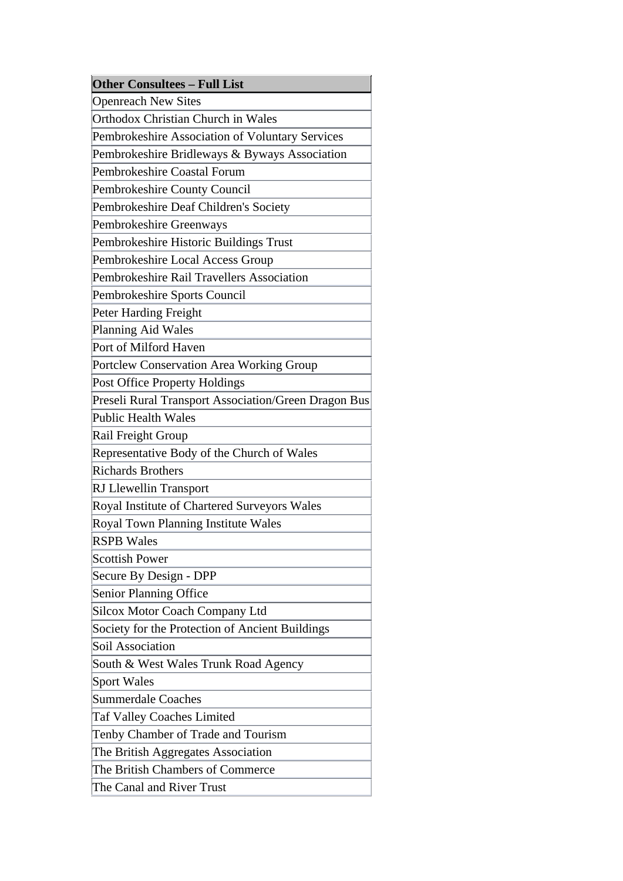| Other Consultees – Full List |
|---|
| Openreach New Sites |
| Orthodox Christian Church in Wales |
| Pembrokeshire Association of Voluntary Services |
| Pembrokeshire Bridleways & Byways Association |
| Pembrokeshire Coastal Forum |
| Pembrokeshire County Council |
| Pembrokeshire Deaf Children's Society |
| Pembrokeshire Greenways |
| Pembrokeshire Historic Buildings Trust |
| Pembrokeshire Local Access Group |
| Pembrokeshire Rail Travellers Association |
| Pembrokeshire Sports Council |
| Peter Harding Freight |
| Planning Aid Wales |
| Port of Milford Haven |
| Portclew Conservation Area Working Group |
| Post Office Property Holdings |
| Preseli Rural Transport Association/Green Dragon Bus |
| Public Health Wales |
| Rail Freight Group |
| Representative Body of the Church of Wales |
| Richards Brothers |
| RJ Llewellin Transport |
| Royal Institute of Chartered Surveyors Wales |
| Royal Town Planning Institute Wales |
| RSPB Wales |
| Scottish Power |
| Secure By Design - DPP |
| Senior Planning Office |
| Silcox Motor Coach Company Ltd |
| Society for the Protection of Ancient Buildings |
| Soil Association |
| South & West Wales Trunk Road Agency |
| Sport Wales |
| Summerdale Coaches |
| Taf Valley Coaches Limited |
| Tenby Chamber of Trade and Tourism |
| The British Aggregates Association |
| The British Chambers of Commerce |
| The Canal and River Trust |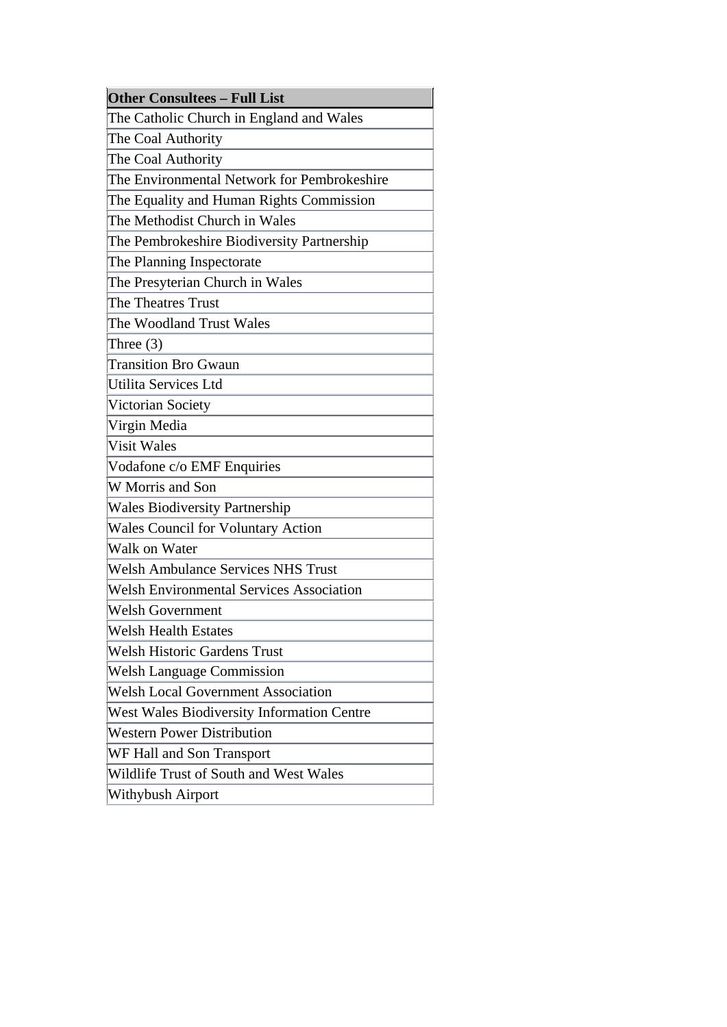| Other Consultees – Full List |
|---|
| The Catholic Church in England and Wales |
| The Coal Authority |
| The Coal Authority |
| The Environmental Network for Pembrokeshire |
| The Equality and Human Rights Commission |
| The Methodist Church in Wales |
| The Pembrokeshire Biodiversity Partnership |
| The Planning Inspectorate |
| The Presyterian Church in Wales |
| The Theatres Trust |
| The Woodland Trust Wales |
| Three (3) |
| Transition Bro Gwaun |
| Utilita Services Ltd |
| Victorian Society |
| Virgin Media |
| Visit Wales |
| Vodafone c/o EMF Enquiries |
| W Morris and Son |
| Wales Biodiversity Partnership |
| Wales Council for Voluntary Action |
| Walk on Water |
| Welsh Ambulance Services NHS Trust |
| Welsh Environmental Services Association |
| Welsh Government |
| Welsh Health Estates |
| Welsh Historic Gardens Trust |
| Welsh Language Commission |
| Welsh Local Government Association |
| West Wales Biodiversity Information Centre |
| Western Power Distribution |
| WF Hall and Son Transport |
| Wildlife Trust of South and West Wales |
| Withybush Airport |